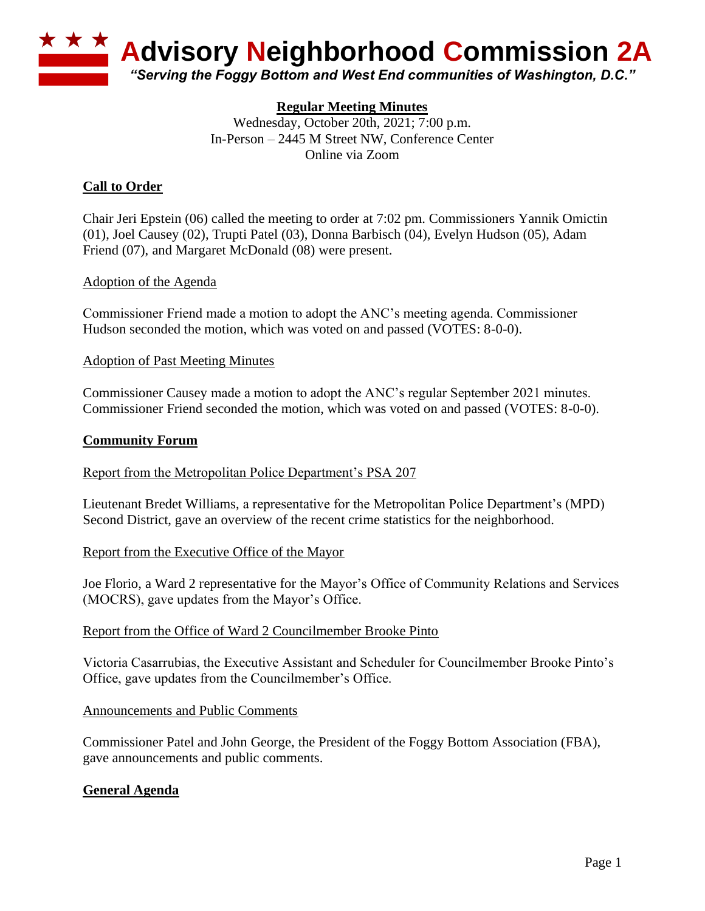# Advisory Neighborhood Commission 2A

*"Serving the Foggy Bottom and West End communities of Washington, D.C."*

**Regular Meeting Minutes**

Wednesday, October 20th, 2021; 7:00 p.m.
In-Person – 2445 M Street NW, Conference Center
Online via Zoom

## Call to Order

Chair Jeri Epstein (06) called the meeting to order at 7:02 pm. Commissioners Yannik Omictin (01), Joel Causey (02), Trupti Patel (03), Donna Barbisch (04), Evelyn Hudson (05), Adam Friend (07), and Margaret McDonald (08) were present.

### Adoption of the Agenda

Commissioner Friend made a motion to adopt the ANC's meeting agenda. Commissioner Hudson seconded the motion, which was voted on and passed (VOTES: 8-0-0).

### Adoption of Past Meeting Minutes

Commissioner Causey made a motion to adopt the ANC's regular September 2021 minutes. Commissioner Friend seconded the motion, which was voted on and passed (VOTES: 8-0-0).

## Community Forum

### Report from the Metropolitan Police Department's PSA 207

Lieutenant Bredet Williams, a representative for the Metropolitan Police Department's (MPD) Second District, gave an overview of the recent crime statistics for the neighborhood.

### Report from the Executive Office of the Mayor

Joe Florio, a Ward 2 representative for the Mayor's Office of Community Relations and Services (MOCRS), gave updates from the Mayor's Office.

### Report from the Office of Ward 2 Councilmember Brooke Pinto

Victoria Casarrubias, the Executive Assistant and Scheduler for Councilmember Brooke Pinto's Office, gave updates from the Councilmember's Office.

### Announcements and Public Comments

Commissioner Patel and John George, the President of the Foggy Bottom Association (FBA), gave announcements and public comments.

## General Agenda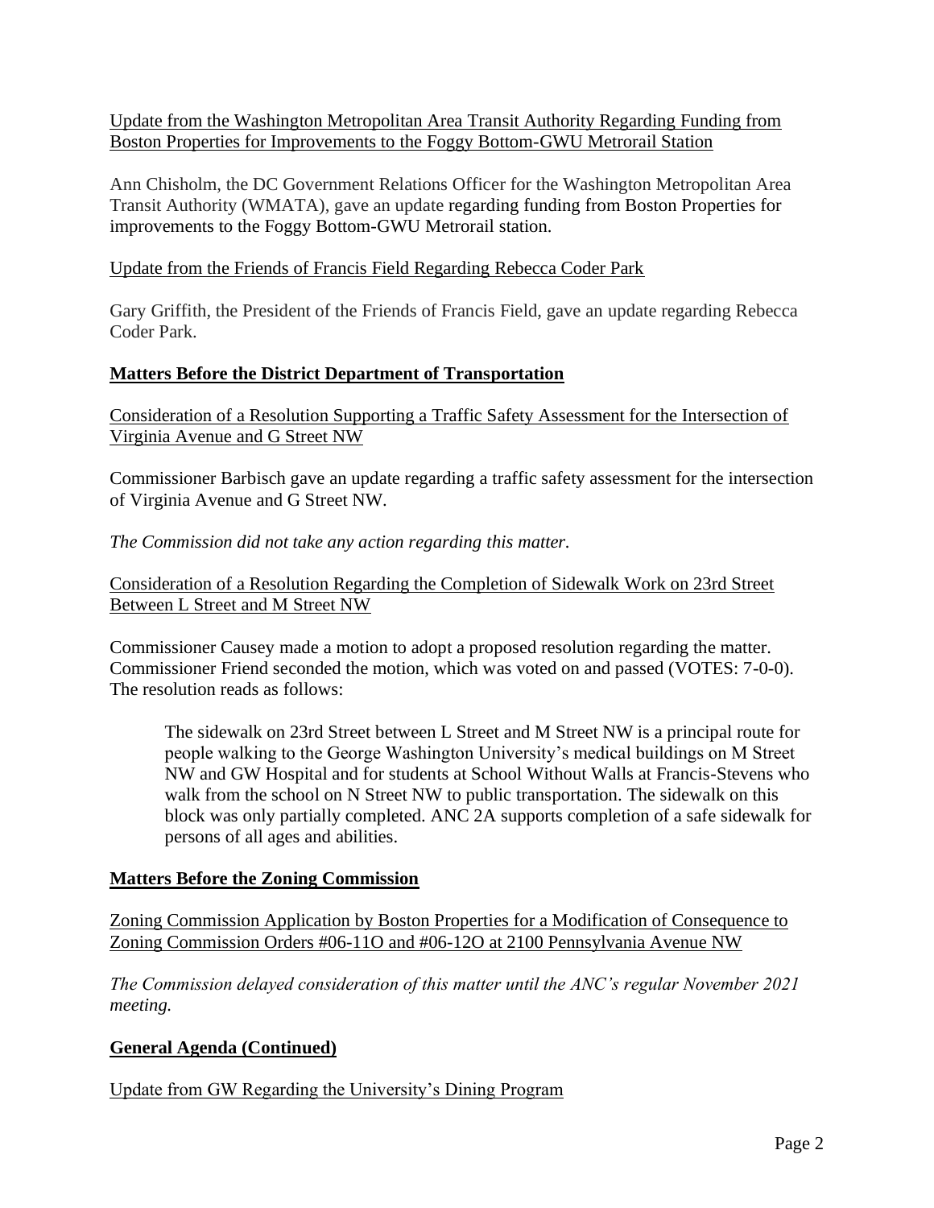Update from the Washington Metropolitan Area Transit Authority Regarding Funding from Boston Properties for Improvements to the Foggy Bottom-GWU Metrorail Station

Ann Chisholm, the DC Government Relations Officer for the Washington Metropolitan Area Transit Authority (WMATA), gave an update regarding funding from Boston Properties for improvements to the Foggy Bottom-GWU Metrorail station.

Update from the Friends of Francis Field Regarding Rebecca Coder Park

Gary Griffith, the President of the Friends of Francis Field, gave an update regarding Rebecca Coder Park.

## Matters Before the District Department of Transportation

Consideration of a Resolution Supporting a Traffic Safety Assessment for the Intersection of Virginia Avenue and G Street NW

Commissioner Barbisch gave an update regarding a traffic safety assessment for the intersection of Virginia Avenue and G Street NW.

*The Commission did not take any action regarding this matter.*

Consideration of a Resolution Regarding the Completion of Sidewalk Work on 23rd Street Between L Street and M Street NW

Commissioner Causey made a motion to adopt a proposed resolution regarding the matter. Commissioner Friend seconded the motion, which was voted on and passed (VOTES: 7-0-0). The resolution reads as follows:

> The sidewalk on 23rd Street between L Street and M Street NW is a principal route for people walking to the George Washington University's medical buildings on M Street NW and GW Hospital and for students at School Without Walls at Francis-Stevens who walk from the school on N Street NW to public transportation. The sidewalk on this block was only partially completed. ANC 2A supports completion of a safe sidewalk for persons of all ages and abilities.

## Matters Before the Zoning Commission

Zoning Commission Application by Boston Properties for a Modification of Consequence to Zoning Commission Orders #06-11O and #06-12O at 2100 Pennsylvania Avenue NW

*The Commission delayed consideration of this matter until the ANC's regular November 2021 meeting.*

## General Agenda (Continued)

Update from GW Regarding the University's Dining Program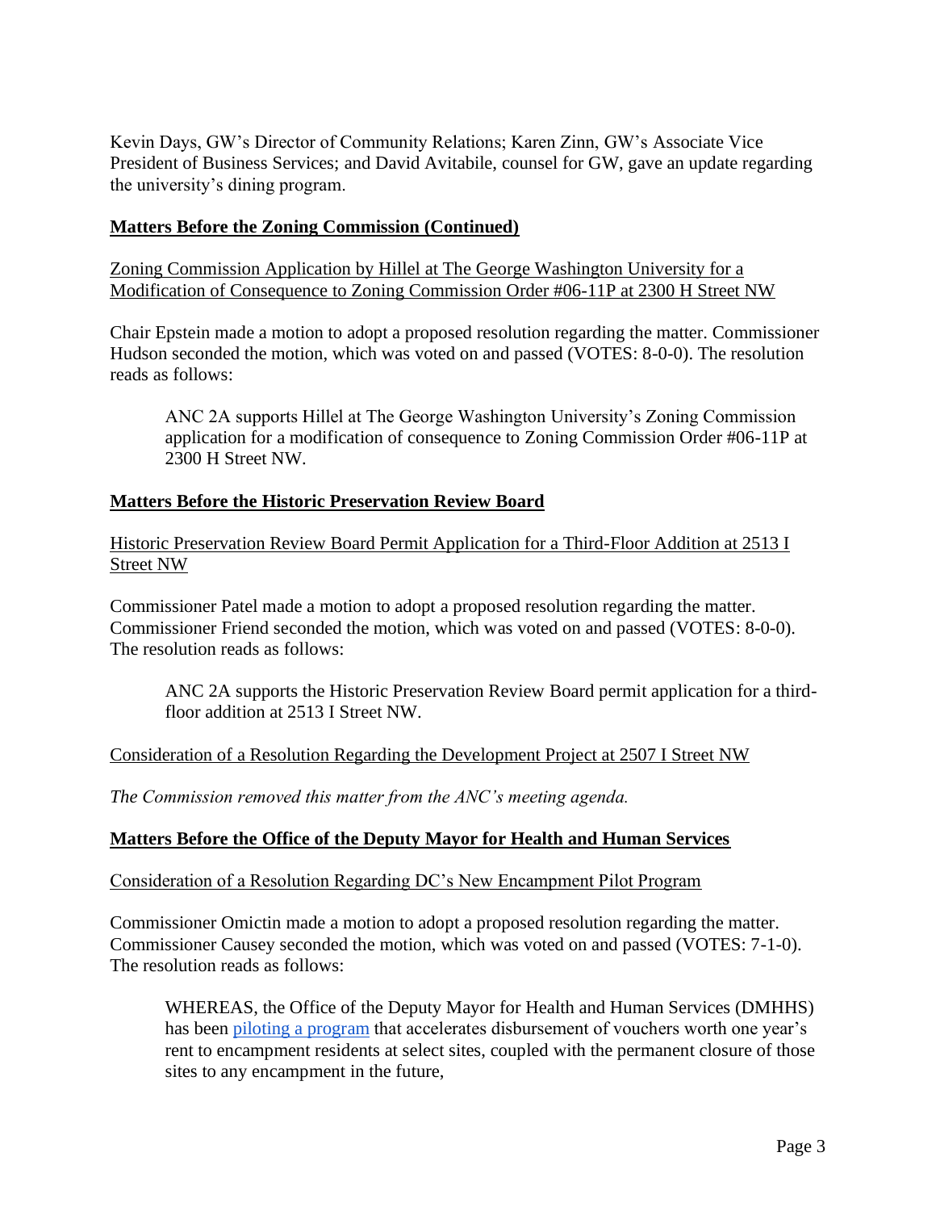Kevin Days, GW's Director of Community Relations; Karen Zinn, GW's Associate Vice President of Business Services; and David Avitabile, counsel for GW, gave an update regarding the university's dining program.

**Matters Before the Zoning Commission (Continued)**

Zoning Commission Application by Hillel at The George Washington University for a Modification of Consequence to Zoning Commission Order #06-11P at 2300 H Street NW

Chair Epstein made a motion to adopt a proposed resolution regarding the matter. Commissioner Hudson seconded the motion, which was voted on and passed (VOTES: 8-0-0). The resolution reads as follows:

> ANC 2A supports Hillel at The George Washington University's Zoning Commission application for a modification of consequence to Zoning Commission Order #06-11P at 2300 H Street NW.

**Matters Before the Historic Preservation Review Board**

Historic Preservation Review Board Permit Application for a Third-Floor Addition at 2513 I Street NW

Commissioner Patel made a motion to adopt a proposed resolution regarding the matter. Commissioner Friend seconded the motion, which was voted on and passed (VOTES: 8-0-0). The resolution reads as follows:

> ANC 2A supports the Historic Preservation Review Board permit application for a third-floor addition at 2513 I Street NW.

Consideration of a Resolution Regarding the Development Project at 2507 I Street NW

*The Commission removed this matter from the ANC's meeting agenda.*

**Matters Before the Office of the Deputy Mayor for Health and Human Services**

Consideration of a Resolution Regarding DC's New Encampment Pilot Program

Commissioner Omictin made a motion to adopt a proposed resolution regarding the matter. Commissioner Causey seconded the motion, which was voted on and passed (VOTES: 7-1-0). The resolution reads as follows:

> WHEREAS, the Office of the Deputy Mayor for Health and Human Services (DMHHS) has been piloting a program that accelerates disbursement of vouchers worth one year's rent to encampment residents at select sites, coupled with the permanent closure of those sites to any encampment in the future,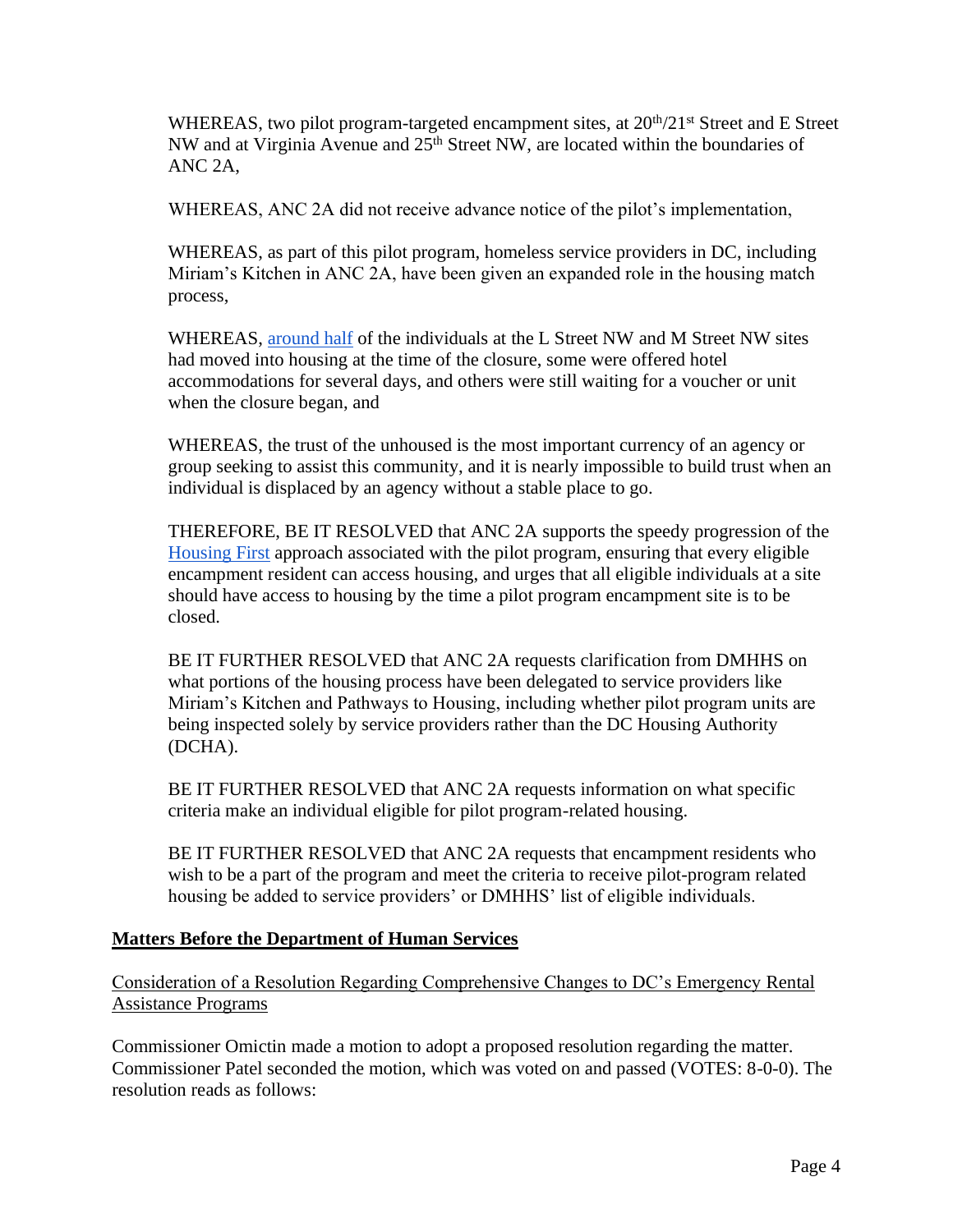WHEREAS, two pilot program-targeted encampment sites, at 20th/21st Street and E Street NW and at Virginia Avenue and 25th Street NW, are located within the boundaries of ANC 2A,

WHEREAS, ANC 2A did not receive advance notice of the pilot's implementation,

WHEREAS, as part of this pilot program, homeless service providers in DC, including Miriam's Kitchen in ANC 2A, have been given an expanded role in the housing match process,

WHEREAS, around half of the individuals at the L Street NW and M Street NW sites had moved into housing at the time of the closure, some were offered hotel accommodations for several days, and others were still waiting for a voucher or unit when the closure began, and

WHEREAS, the trust of the unhoused is the most important currency of an agency or group seeking to assist this community, and it is nearly impossible to build trust when an individual is displaced by an agency without a stable place to go.

THEREFORE, BE IT RESOLVED that ANC 2A supports the speedy progression of the Housing First approach associated with the pilot program, ensuring that every eligible encampment resident can access housing, and urges that all eligible individuals at a site should have access to housing by the time a pilot program encampment site is to be closed.

BE IT FURTHER RESOLVED that ANC 2A requests clarification from DMHHS on what portions of the housing process have been delegated to service providers like Miriam's Kitchen and Pathways to Housing, including whether pilot program units are being inspected solely by service providers rather than the DC Housing Authority (DCHA).

BE IT FURTHER RESOLVED that ANC 2A requests information on what specific criteria make an individual eligible for pilot program-related housing.

BE IT FURTHER RESOLVED that ANC 2A requests that encampment residents who wish to be a part of the program and meet the criteria to receive pilot-program related housing be added to service providers' or DMHHS' list of eligible individuals.

**Matters Before the Department of Human Services**

Consideration of a Resolution Regarding Comprehensive Changes to DC's Emergency Rental Assistance Programs

Commissioner Omictin made a motion to adopt a proposed resolution regarding the matter. Commissioner Patel seconded the motion, which was voted on and passed (VOTES: 8-0-0). The resolution reads as follows: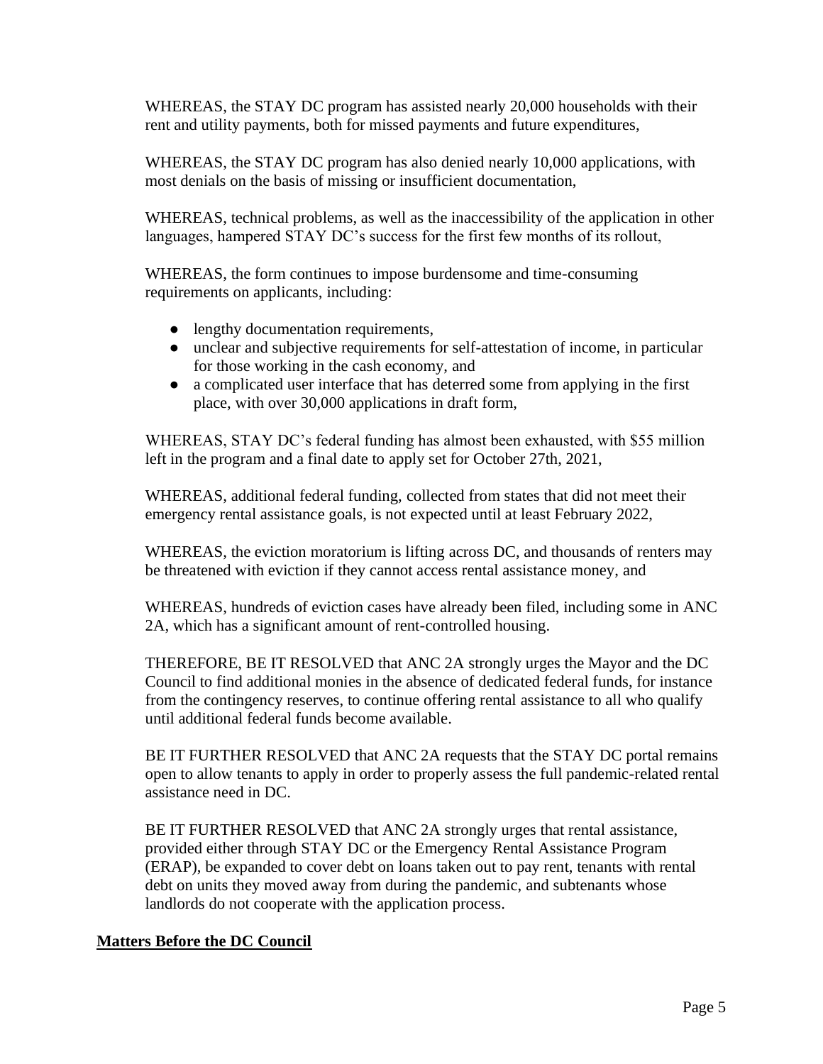WHEREAS, the STAY DC program has assisted nearly 20,000 households with their rent and utility payments, both for missed payments and future expenditures,

WHEREAS, the STAY DC program has also denied nearly 10,000 applications, with most denials on the basis of missing or insufficient documentation,

WHEREAS, technical problems, as well as the inaccessibility of the application in other languages, hampered STAY DC's success for the first few months of its rollout,

WHEREAS, the form continues to impose burdensome and time-consuming requirements on applicants, including:

- lengthy documentation requirements,
- unclear and subjective requirements for self-attestation of income, in particular for those working in the cash economy, and
- a complicated user interface that has deterred some from applying in the first place, with over 30,000 applications in draft form,

WHEREAS, STAY DC's federal funding has almost been exhausted, with $55 million left in the program and a final date to apply set for October 27th, 2021,

WHEREAS, additional federal funding, collected from states that did not meet their emergency rental assistance goals, is not expected until at least February 2022,

WHEREAS, the eviction moratorium is lifting across DC, and thousands of renters may be threatened with eviction if they cannot access rental assistance money, and

WHEREAS, hundreds of eviction cases have already been filed, including some in ANC 2A, which has a significant amount of rent-controlled housing.

THEREFORE, BE IT RESOLVED that ANC 2A strongly urges the Mayor and the DC Council to find additional monies in the absence of dedicated federal funds, for instance from the contingency reserves, to continue offering rental assistance to all who qualify until additional federal funds become available.

BE IT FURTHER RESOLVED that ANC 2A requests that the STAY DC portal remains open to allow tenants to apply in order to properly assess the full pandemic-related rental assistance need in DC.

BE IT FURTHER RESOLVED that ANC 2A strongly urges that rental assistance, provided either through STAY DC or the Emergency Rental Assistance Program (ERAP), be expanded to cover debt on loans taken out to pay rent, tenants with rental debt on units they moved away from during the pandemic, and subtenants whose landlords do not cooperate with the application process.

**Matters Before the DC Council**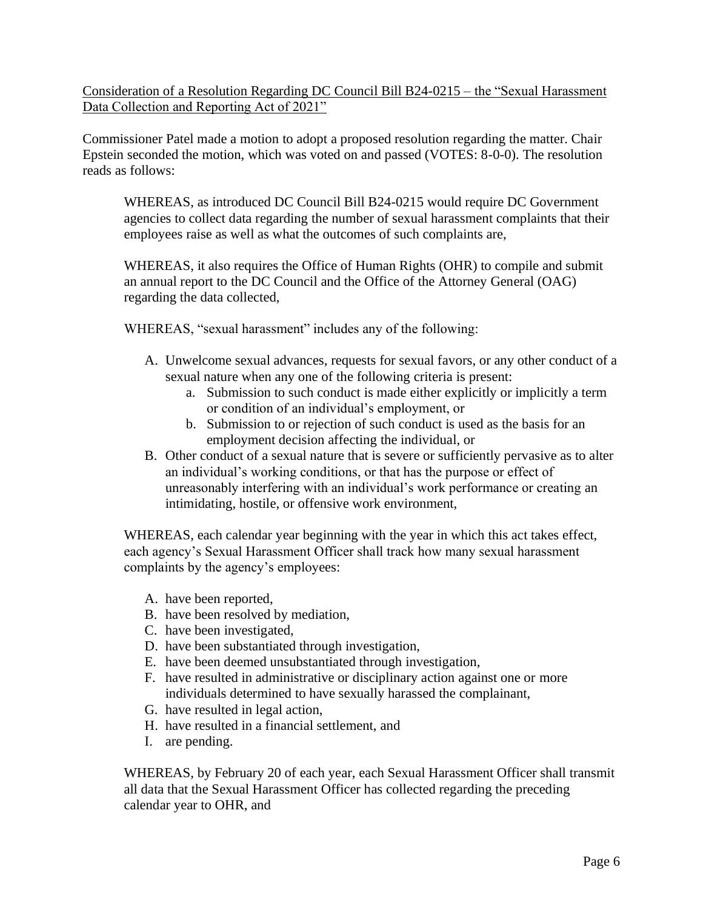<u>Consideration of a Resolution Regarding DC Council Bill B24-0215 – the "Sexual Harassment Data Collection and Reporting Act of 2021"</u>

Commissioner Patel made a motion to adopt a proposed resolution regarding the matter. Chair Epstein seconded the motion, which was voted on and passed (VOTES: 8-0-0). The resolution reads as follows:

> WHEREAS, as introduced DC Council Bill B24-0215 would require DC Government agencies to collect data regarding the number of sexual harassment complaints that their employees raise as well as what the outcomes of such complaints are,
>
> WHEREAS, it also requires the Office of Human Rights (OHR) to compile and submit an annual report to the DC Council and the Office of the Attorney General (OAG) regarding the data collected,
>
> WHEREAS, "sexual harassment" includes any of the following:
>
> A. Unwelcome sexual advances, requests for sexual favors, or any other conduct of a sexual nature when any one of the following criteria is present:
>     a. Submission to such conduct is made either explicitly or implicitly a term or condition of an individual's employment, or
>     b. Submission to or rejection of such conduct is used as the basis for an employment decision affecting the individual, or
>
> B. Other conduct of a sexual nature that is severe or sufficiently pervasive as to alter an individual's working conditions, or that has the purpose or effect of unreasonably interfering with an individual's work performance or creating an intimidating, hostile, or offensive work environment,
>
> WHEREAS, each calendar year beginning with the year in which this act takes effect, each agency's Sexual Harassment Officer shall track how many sexual harassment complaints by the agency's employees:
>
> A. have been reported,
> B. have been resolved by mediation,
> C. have been investigated,
> D. have been substantiated through investigation,
> E. have been deemed unsubstantiated through investigation,
> F. have resulted in administrative or disciplinary action against one or more individuals determined to have sexually harassed the complainant,
> G. have resulted in legal action,
> H. have resulted in a financial settlement, and
> I. are pending.
>
> WHEREAS, by February 20 of each year, each Sexual Harassment Officer shall transmit all data that the Sexual Harassment Officer has collected regarding the preceding calendar year to OHR, and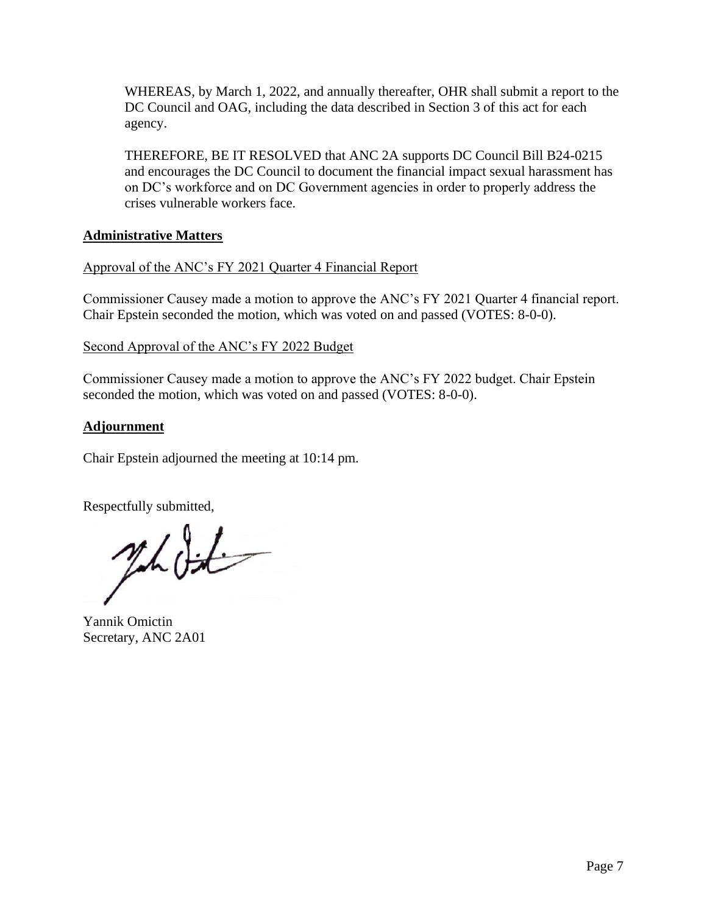WHEREAS, by March 1, 2022, and annually thereafter, OHR shall submit a report to the DC Council and OAG, including the data described in Section 3 of this act for each agency.

THEREFORE, BE IT RESOLVED that ANC 2A supports DC Council Bill B24-0215 and encourages the DC Council to document the financial impact sexual harassment has on DC's workforce and on DC Government agencies in order to properly address the crises vulnerable workers face.

## Administrative Matters

Approval of the ANC's FY 2021 Quarter 4 Financial Report

Commissioner Causey made a motion to approve the ANC's FY 2021 Quarter 4 financial report. Chair Epstein seconded the motion, which was voted on and passed (VOTES: 8-0-0).

Second Approval of the ANC's FY 2022 Budget

Commissioner Causey made a motion to approve the ANC's FY 2022 budget. Chair Epstein seconded the motion, which was voted on and passed (VOTES: 8-0-0).

## Adjournment

Chair Epstein adjourned the meeting at 10:14 pm.

Respectfully submitted,

Yannik Omictin
Secretary, ANC 2A01